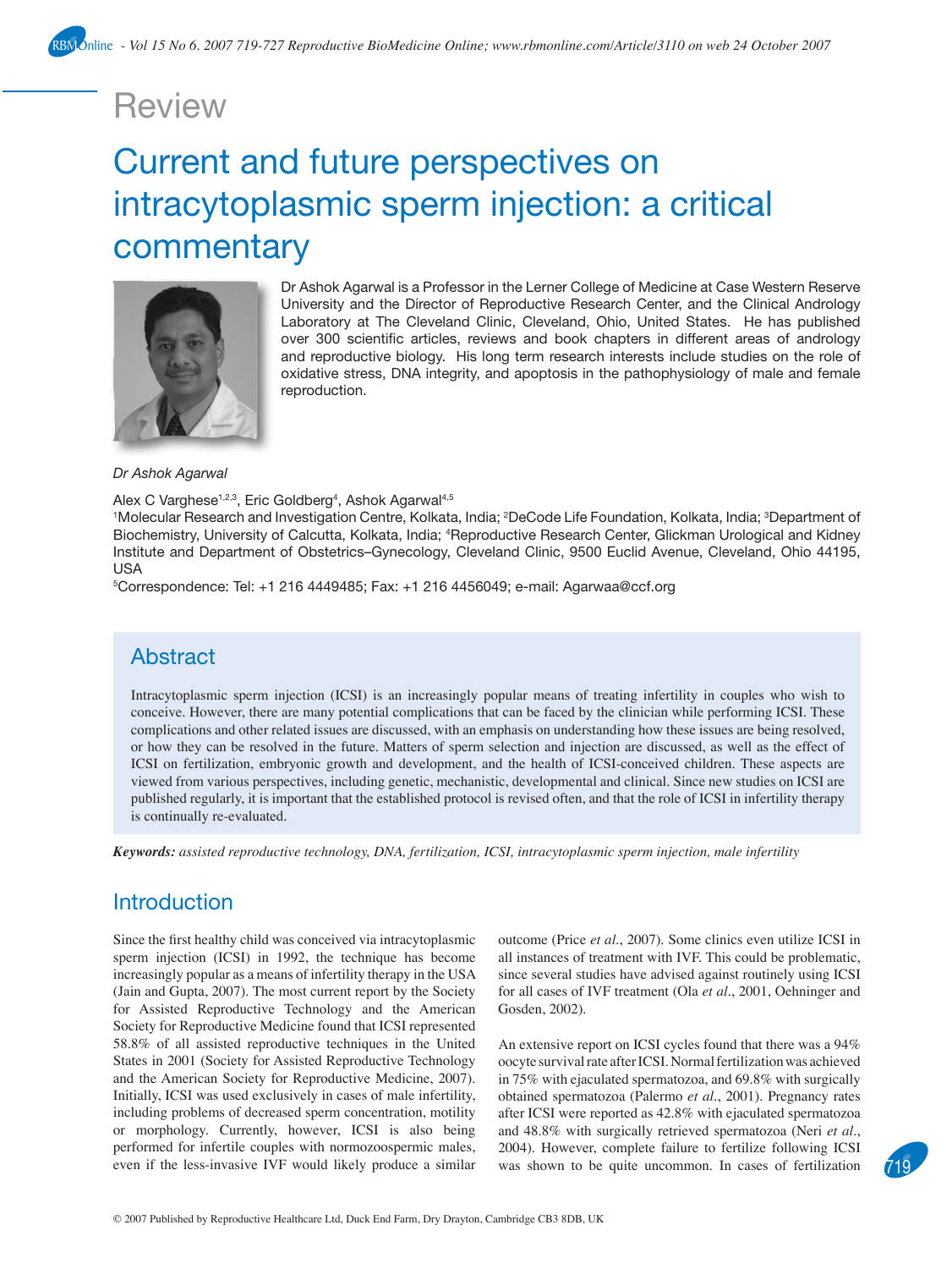# Review

# Current and future perspectives on intracytoplasmic sperm injection: a critical commentary

Dr Ashok Agarwal is a Professor in the Lerner College of Medicine at Case Western Reserve University and the Director of Reproductive Research Center, and the Clinical Andrology Laboratory at The Cleveland Clinic, Cleveland, Ohio, United States. He has published over 300 scientific articles, reviews and book chapters in different areas of andrology and reproductive biology. His long term research interests include studies on the role of oxidative stress, DNA integrity, and apoptosis in the pathophysiology of male and female reproduction.

*Dr Ashok Agarwal*

Alex C Varghese[1,2,3], Eric Goldberg[4], Ashok Agarwal[4,5]

[1]Molecular Research and Investigation Centre, Kolkata, India; [2]DeCode Life Foundation, Kolkata, India; [3]Department of Biochemistry, University of Calcutta, Kolkata, India; [4]Reproductive Research Center, Glickman Urological and Kidney Institute and Department of Obstetrics–Gynecology, Cleveland Clinic, 9500 Euclid Avenue, Cleveland, Ohio 44195, USA

[5]Correspondence: Tel: +1 216 4449485; Fax: +1 216 4456049; e-mail: Agarwaa@ccf.org

## Abstract

Intracytoplasmic sperm injection (ICSI) is an increasingly popular means of treating infertility in couples who wish to conceive. However, there are many potential complications that can be faced by the clinician while performing ICSI. These complications and other related issues are discussed, with an emphasis on understanding how these issues are being resolved, or how they can be resolved in the future. Matters of sperm selection and injection are discussed, as well as the effect of ICSI on fertilization, embryonic growth and development, and the health of ICSI-conceived children. These aspects are viewed from various perspectives, including genetic, mechanistic, developmental and clinical. Since new studies on ICSI are published regularly, it is important that the established protocol is revised often, and that the role of ICSI in infertility therapy is continually re-evaluated.

***Keywords:*** *assisted reproductive technology, DNA, fertilization, ICSI, intracytoplasmic sperm injection, male infertility*

## Introduction

Since the first healthy child was conceived via intracytoplasmic sperm injection (ICSI) in 1992, the technique has become increasingly popular as a means of infertility therapy in the USA (Jain and Gupta, 2007). The most current report by the Society for Assisted Reproductive Technology and the American Society for Reproductive Medicine found that ICSI represented 58.8% of all assisted reproductive techniques in the United States in 2001 (Society for Assisted Reproductive Technology and the American Society for Reproductive Medicine, 2007). Initially, ICSI was used exclusively in cases of male infertility, including problems of decreased sperm concentration, motility or morphology. Currently, however, ICSI is also being performed for infertile couples with normozoospermic males, even if the less-invasive IVF would likely produce a similar outcome (Price *et al.*, 2007). Some clinics even utilize ICSI in all instances of treatment with IVF. This could be problematic, since several studies have advised against routinely using ICSI for all cases of IVF treatment (Ola *et al.*, 2001, Oehninger and Gosden, 2002).

An extensive report on ICSI cycles found that there was a 94% oocyte survival rate after ICSI. Normal fertilization was achieved in 75% with ejaculated spermatozoa, and 69.8% with surgically obtained spermatozoa (Palermo *et al.*, 2001). Pregnancy rates after ICSI were reported as 42.8% with ejaculated spermatozoa and 48.8% with surgically retrieved spermatozoa (Neri *et al.*, 2004). However, complete failure to fertilize following ICSI was shown to be quite uncommon. In cases of fertilization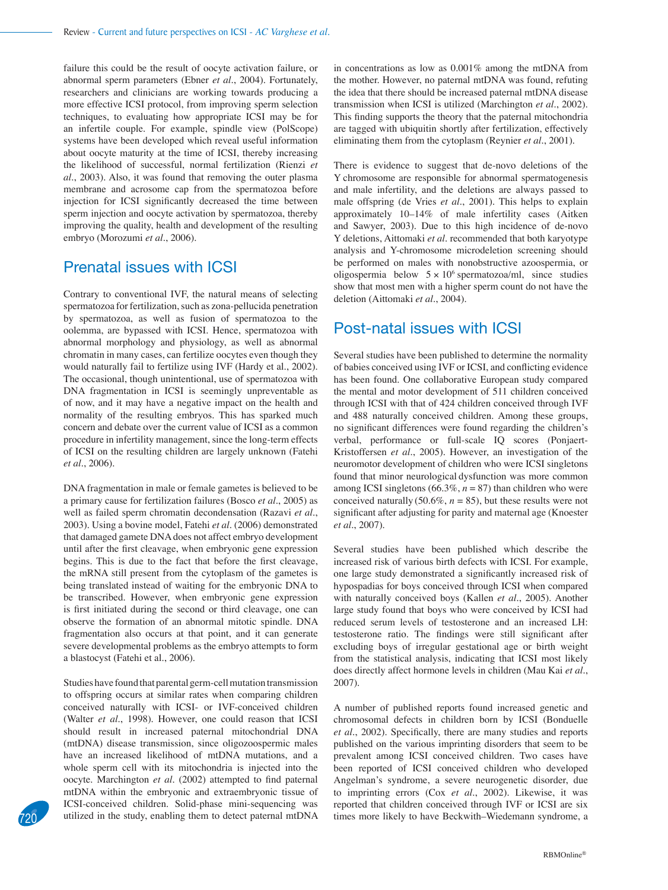failure this could be the result of oocyte activation failure, or abnormal sperm parameters (Ebner *et al*., 2004). Fortunately, researchers and clinicians are working towards producing a more effective ICSI protocol, from improving sperm selection techniques, to evaluating how appropriate ICSI may be for an infertile couple. For example, spindle view (PolScope) systems have been developed which reveal useful information about oocyte maturity at the time of ICSI, thereby increasing the likelihood of successful, normal fertilization (Rienzi *et al*., 2003). Also, it was found that removing the outer plasma membrane and acrosome cap from the spermatozoa before injection for ICSI significantly decreased the time between sperm injection and oocyte activation by spermatozoa, thereby improving the quality, health and development of the resulting embryo (Morozumi *et al*., 2006).

## Prenatal issues with ICSI

Contrary to conventional IVF, the natural means of selecting spermatozoa for fertilization, such as zona-pellucida penetration by spermatozoa, as well as fusion of spermatozoa to the oolemma, are bypassed with ICSI. Hence, spermatozoa with abnormal morphology and physiology, as well as abnormal chromatin in many cases, can fertilize oocytes even though they would naturally fail to fertilize using IVF (Hardy et al., 2002). The occasional, though unintentional, use of spermatozoa with DNA fragmentation in ICSI is seemingly unpreventable as of now, and it may have a negative impact on the health and normality of the resulting embryos. This has sparked much concern and debate over the current value of ICSI as a common procedure in infertility management, since the long-term effects of ICSI on the resulting children are largely unknown (Fatehi *et al*., 2006).

DNA fragmentation in male or female gametes is believed to be a primary cause for fertilization failures (Bosco *et al*., 2005) as well as failed sperm chromatin decondensation (Razavi *et al*., 2003). Using a bovine model, Fatehi *et al*. (2006) demonstrated that damaged gamete DNA does not affect embryo development until after the first cleavage, when embryonic gene expression begins. This is due to the fact that before the first cleavage, the mRNA still present from the cytoplasm of the gametes is being translated instead of waiting for the embryonic DNA to be transcribed. However, when embryonic gene expression is first initiated during the second or third cleavage, one can observe the formation of an abnormal mitotic spindle. DNA fragmentation also occurs at that point, and it can generate severe developmental problems as the embryo attempts to form a blastocyst (Fatehi et al., 2006).

Studies have found that parental germ-cell mutation transmission to offspring occurs at similar rates when comparing children conceived naturally with ICSI- or IVF-conceived children (Walter *et al*., 1998). However, one could reason that ICSI should result in increased paternal mitochondrial DNA (mtDNA) disease transmission, since oligozoospermic males have an increased likelihood of mtDNA mutations, and a whole sperm cell with its mitochondria is injected into the oocyte. Marchington *et al*. (2002) attempted to find paternal mtDNA within the embryonic and extraembryonic tissue of ICSI-conceived children. Solid-phase mini-sequencing was utilized in the study, enabling them to detect paternal mtDNA in concentrations as low as 0.001% among the mtDNA from the mother. However, no paternal mtDNA was found, refuting the idea that there should be increased paternal mtDNA disease transmission when ICSI is utilized (Marchington *et al*., 2002). This finding supports the theory that the paternal mitochondria are tagged with ubiquitin shortly after fertilization, effectively eliminating them from the cytoplasm (Reynier *et al*., 2001).

There is evidence to suggest that de-novo deletions of the Y chromosome are responsible for abnormal spermatogenesis and male infertility, and the deletions are always passed to male offspring (de Vries *et al*., 2001). This helps to explain approximately 10–14% of male infertility cases (Aitken and Sawyer, 2003). Due to this high incidence of de-novo Y deletions, Aittomaki *et al*. recommended that both karyotype analysis and Y-chromosome microdeletion screening should be performed on males with nonobstructive azoospermia, or oligospermia below $5 \times 10^6$ spermatozoa/ml, since studies show that most men with a higher sperm count do not have the deletion (Aittomaki *et al*., 2004).

## Post-natal issues with ICSI

Several studies have been published to determine the normality of babies conceived using IVF or ICSI, and conflicting evidence has been found. One collaborative European study compared the mental and motor development of 511 children conceived through ICSI with that of 424 children conceived through IVF and 488 naturally conceived children. Among these groups, no significant differences were found regarding the children's verbal, performance or full-scale IQ scores (Ponjaert-Kristoffersen *et al*., 2005). However, an investigation of the neuromotor development of children who were ICSI singletons found that minor neurological dysfunction was more common among ICSI singletons (66.3%, $n = 87$) than children who were conceived naturally (50.6%, $n = 85$), but these results were not significant after adjusting for parity and maternal age (Knoester *et al*., 2007).

Several studies have been published which describe the increased risk of various birth defects with ICSI. For example, one large study demonstrated a significantly increased risk of hypospadias for boys conceived through ICSI when compared with naturally conceived boys (Kallen *et al*., 2005). Another large study found that boys who were conceived by ICSI had reduced serum levels of testosterone and an increased LH: testosterone ratio. The findings were still significant after excluding boys of irregular gestational age or birth weight from the statistical analysis, indicating that ICSI most likely does directly affect hormone levels in children (Mau Kai *et al*., 2007).

A number of published reports found increased genetic and chromosomal defects in children born by ICSI (Bonduelle *et al*., 2002). Specifically, there are many studies and reports published on the various imprinting disorders that seem to be prevalent among ICSI conceived children. Two cases have been reported of ICSI conceived children who developed Angelman's syndrome, a severe neurogenetic disorder, due to imprinting errors (Cox *et al*., 2002). Likewise, it was reported that children conceived through IVF or ICSI are six times more likely to have Beckwith–Wiedemann syndrome, a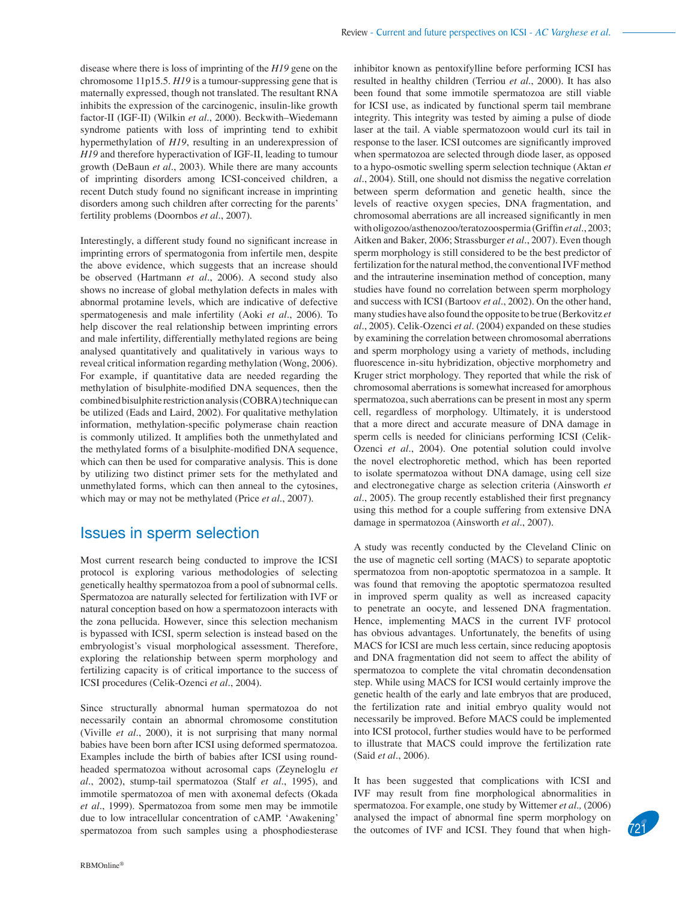disease where there is loss of imprinting of the *H19* gene on the chromosome 11p15.5. *H19* is a tumour-suppressing gene that is maternally expressed, though not translated. The resultant RNA inhibits the expression of the carcinogenic, insulin-like growth factor-II (IGF-II) (Wilkin *et al*., 2000). Beckwith–Wiedemann syndrome patients with loss of imprinting tend to exhibit hypermethylation of *H19*, resulting in an underexpression of *H19* and therefore hyperactivation of IGF-II, leading to tumour growth (DeBaun *et al*., 2003). While there are many accounts of imprinting disorders among ICSI-conceived children, a recent Dutch study found no significant increase in imprinting disorders among such children after correcting for the parents' fertility problems (Doornbos *et al*., 2007).

Interestingly, a different study found no significant increase in imprinting errors of spermatogonia from infertile men, despite the above evidence, which suggests that an increase should be observed (Hartmann *et al*., 2006). A second study also shows no increase of global methylation defects in males with abnormal protamine levels, which are indicative of defective spermatogenesis and male infertility (Aoki *et al*., 2006). To help discover the real relationship between imprinting errors and male infertility, differentially methylated regions are being analysed quantitatively and qualitatively in various ways to reveal critical information regarding methylation (Wong, 2006). For example, if quantitative data are needed regarding the methylation of bisulphite-modified DNA sequences, then the combined bisulphite restriction analysis (COBRA) technique can be utilized (Eads and Laird, 2002). For qualitative methylation information, methylation-specific polymerase chain reaction is commonly utilized. It amplifies both the unmethylated and the methylated forms of a bisulphite-modified DNA sequence, which can then be used for comparative analysis. This is done by utilizing two distinct primer sets for the methylated and unmethylated forms, which can then anneal to the cytosines, which may or may not be methylated (Price *et al*., 2007).

## Issues in sperm selection

Most current research being conducted to improve the ICSI protocol is exploring various methodologies of selecting genetically healthy spermatozoa from a pool of subnormal cells. Spermatozoa are naturally selected for fertilization with IVF or natural conception based on how a spermatozoon interacts with the zona pellucida. However, since this selection mechanism is bypassed with ICSI, sperm selection is instead based on the embryologist's visual morphological assessment. Therefore, exploring the relationship between sperm morphology and fertilizing capacity is of critical importance to the success of ICSI procedures (Celik-Ozenci *et al*., 2004).

Since structurally abnormal human spermatozoa do not necessarily contain an abnormal chromosome constitution (Viville *et al*., 2000), it is not surprising that many normal babies have been born after ICSI using deformed spermatozoa. Examples include the birth of babies after ICSI using round-headed spermatozoa without acrosomal caps (Zeyneloglu *et al*., 2002), stump-tail spermatozoa (Stalf *et al*., 1995), and immotile spermatozoa of men with axonemal defects (Okada *et al*., 1999). Spermatozoa from some men may be immotile due to low intracellular concentration of cAMP. 'Awakening' spermatozoa from such samples using a phosphodiesterase inhibitor known as pentoxifylline before performing ICSI has resulted in healthy children (Terriou *et al*., 2000). It has also been found that some immotile spermatozoa are still viable for ICSI use, as indicated by functional sperm tail membrane integrity. This integrity was tested by aiming a pulse of diode laser at the tail. A viable spermatozoon would curl its tail in response to the laser. ICSI outcomes are significantly improved when spermatozoa are selected through diode laser, as opposed to a hypo-osmotic swelling sperm selection technique (Aktan *et al*., 2004). Still, one should not dismiss the negative correlation between sperm deformation and genetic health, since the levels of reactive oxygen species, DNA fragmentation, and chromosomal aberrations are all increased significantly in men with oligozoo/asthenozoo/teratozoospermia (Griffin *et al*., 2003; Aitken and Baker, 2006; Strassburger *et al*., 2007). Even though sperm morphology is still considered to be the best predictor of fertilization for the natural method, the conventional IVF method and the intrauterine insemination method of conception, many studies have found no correlation between sperm morphology and success with ICSI (Bartoov *et al*., 2002). On the other hand, many studies have also found the opposite to be true (Berkovitz *et al*., 2005). Celik-Ozenci *et al*. (2004) expanded on these studies by examining the correlation between chromosomal aberrations and sperm morphology using a variety of methods, including fluorescence in-situ hybridization, objective morphometry and Kruger strict morphology. They reported that while the risk of chromosomal aberrations is somewhat increased for amorphous spermatozoa, such aberrations can be present in most any sperm cell, regardless of morphology. Ultimately, it is understood that a more direct and accurate measure of DNA damage in sperm cells is needed for clinicians performing ICSI (Celik-Ozenci *et al*., 2004). One potential solution could involve the novel electrophoretic method, which has been reported to isolate spermatozoa without DNA damage, using cell size and electronegative charge as selection criteria (Ainsworth *et al*., 2005). The group recently established their first pregnancy using this method for a couple suffering from extensive DNA damage in spermatozoa (Ainsworth *et al*., 2007).

A study was recently conducted by the Cleveland Clinic on the use of magnetic cell sorting (MACS) to separate apoptotic spermatozoa from non-apoptotic spermatozoa in a sample. It was found that removing the apoptotic spermatozoa resulted in improved sperm quality as well as increased capacity to penetrate an oocyte, and lessened DNA fragmentation. Hence, implementing MACS in the current IVF protocol has obvious advantages. Unfortunately, the benefits of using MACS for ICSI are much less certain, since reducing apoptosis and DNA fragmentation did not seem to affect the ability of spermatozoa to complete the vital chromatin decondensation step. While using MACS for ICSI would certainly improve the genetic health of the early and late embryos that are produced, the fertilization rate and initial embryo quality would not necessarily be improved. Before MACS could be implemented into ICSI protocol, further studies would have to be performed to illustrate that MACS could improve the fertilization rate (Said *et al*., 2006).

It has been suggested that complications with ICSI and IVF may result from fine morphological abnormalities in spermatozoa. For example, one study by Wittemer *et al.,* (2006) analysed the impact of abnormal fine sperm morphology on the outcomes of IVF and ICSI. They found that when high-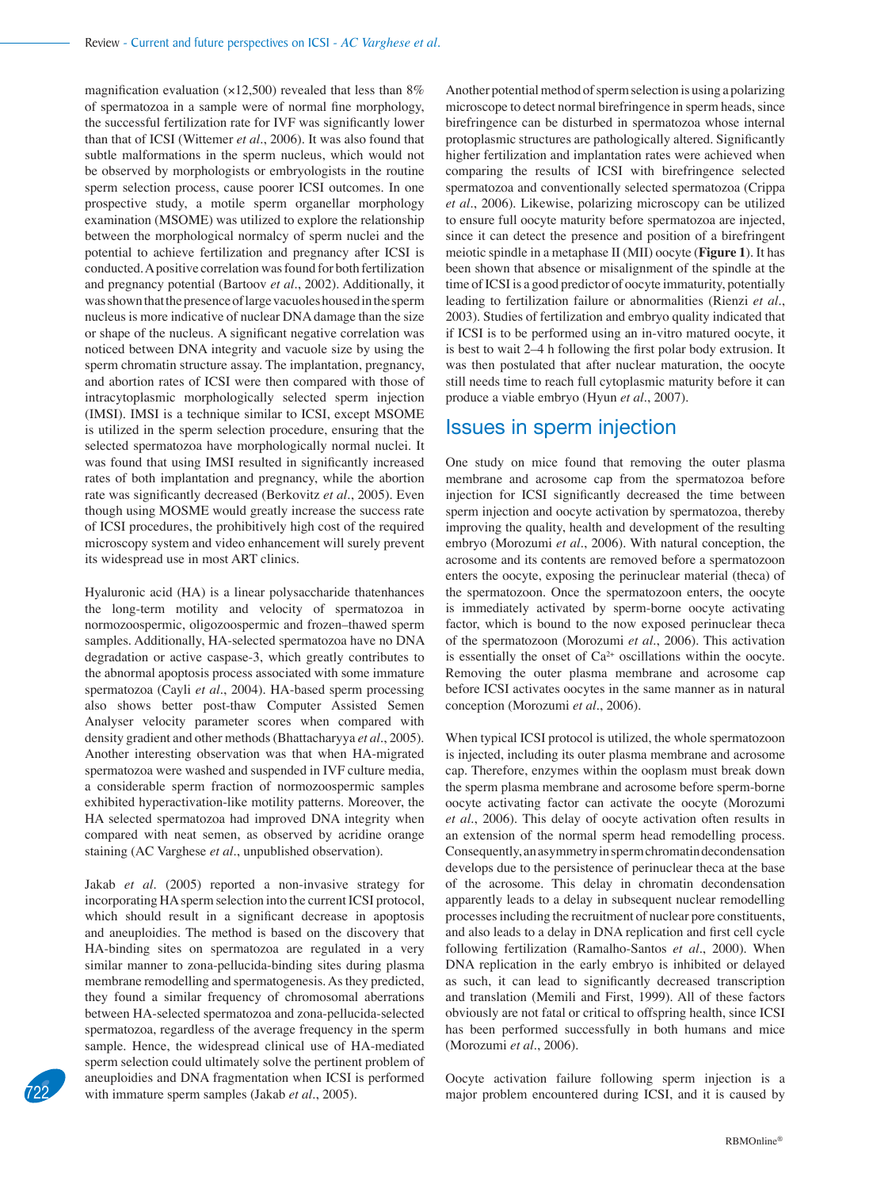magnification evaluation (×12,500) revealed that less than 8% of spermatozoa in a sample were of normal fine morphology, the successful fertilization rate for IVF was significantly lower than that of ICSI (Wittemer *et al*., 2006). It was also found that subtle malformations in the sperm nucleus, which would not be observed by morphologists or embryologists in the routine sperm selection process, cause poorer ICSI outcomes. In one prospective study, a motile sperm organellar morphology examination (MSOME) was utilized to explore the relationship between the morphological normalcy of sperm nuclei and the potential to achieve fertilization and pregnancy after ICSI is conducted. A positive correlation was found for both fertilization and pregnancy potential (Bartoov *et al*., 2002). Additionally, it was shown that the presence of large vacuoles housed in the sperm nucleus is more indicative of nuclear DNA damage than the size or shape of the nucleus. A significant negative correlation was noticed between DNA integrity and vacuole size by using the sperm chromatin structure assay. The implantation, pregnancy, and abortion rates of ICSI were then compared with those of intracytoplasmic morphologically selected sperm injection (IMSI). IMSI is a technique similar to ICSI, except MSOME is utilized in the sperm selection procedure, ensuring that the selected spermatozoa have morphologically normal nuclei. It was found that using IMSI resulted in significantly increased rates of both implantation and pregnancy, while the abortion rate was significantly decreased (Berkovitz *et al*., 2005). Even though using MOSME would greatly increase the success rate of ICSI procedures, the prohibitively high cost of the required microscopy system and video enhancement will surely prevent its widespread use in most ART clinics.

Hyaluronic acid (HA) is a linear polysaccharide thatenhances the long-term motility and velocity of spermatozoa in normozoospermic, oligozoospermic and frozen–thawed sperm samples. Additionally, HA-selected spermatozoa have no DNA degradation or active caspase-3, which greatly contributes to the abnormal apoptosis process associated with some immature spermatozoa (Cayli *et al*., 2004). HA-based sperm processing also shows better post-thaw Computer Assisted Semen Analyser velocity parameter scores when compared with density gradient and other methods (Bhattacharyya *et al*., 2005). Another interesting observation was that when HA-migrated spermatozoa were washed and suspended in IVF culture media, a considerable sperm fraction of normozoospermic samples exhibited hyperactivation-like motility patterns. Moreover, the HA selected spermatozoa had improved DNA integrity when compared with neat semen, as observed by acridine orange staining (AC Varghese *et al*., unpublished observation).

Jakab *et al*. (2005) reported a non-invasive strategy for incorporating HA sperm selection into the current ICSI protocol, which should result in a significant decrease in apoptosis and aneuploidies. The method is based on the discovery that HA-binding sites on spermatozoa are regulated in a very similar manner to zona-pellucida-binding sites during plasma membrane remodelling and spermatogenesis. As they predicted, they found a similar frequency of chromosomal aberrations between HA-selected spermatozoa and zona-pellucida-selected spermatozoa, regardless of the average frequency in the sperm sample. Hence, the widespread clinical use of HA-mediated sperm selection could ultimately solve the pertinent problem of aneuploidies and DNA fragmentation when ICSI is performed with immature sperm samples (Jakab *et al*., 2005).

Another potential method of sperm selection is using a polarizing microscope to detect normal birefringence in sperm heads, since birefringence can be disturbed in spermatozoa whose internal protoplasmic structures are pathologically altered. Significantly higher fertilization and implantation rates were achieved when comparing the results of ICSI with birefringence selected spermatozoa and conventionally selected spermatozoa (Crippa *et al*., 2006). Likewise, polarizing microscopy can be utilized to ensure full oocyte maturity before spermatozoa are injected, since it can detect the presence and position of a birefringent meiotic spindle in a metaphase II (MII) oocyte (**Figure 1**). It has been shown that absence or misalignment of the spindle at the time of ICSI is a good predictor of oocyte immaturity, potentially leading to fertilization failure or abnormalities (Rienzi *et al*., 2003). Studies of fertilization and embryo quality indicated that if ICSI is to be performed using an in-vitro matured oocyte, it is best to wait 2–4 h following the first polar body extrusion. It was then postulated that after nuclear maturation, the oocyte still needs time to reach full cytoplasmic maturity before it can produce a viable embryo (Hyun *et al*., 2007).

## Issues in sperm injection

One study on mice found that removing the outer plasma membrane and acrosome cap from the spermatozoa before injection for ICSI significantly decreased the time between sperm injection and oocyte activation by spermatozoa, thereby improving the quality, health and development of the resulting embryo (Morozumi *et al*., 2006). With natural conception, the acrosome and its contents are removed before a spermatozoon enters the oocyte, exposing the perinuclear material (theca) of the spermatozoon. Once the spermatozoon enters, the oocyte is immediately activated by sperm-borne oocyte activating factor, which is bound to the now exposed perinuclear theca of the spermatozoon (Morozumi *et al*., 2006). This activation is essentially the onset of $Ca^{2+}$ oscillations within the oocyte. Removing the outer plasma membrane and acrosome cap before ICSI activates oocytes in the same manner as in natural conception (Morozumi *et al*., 2006).

When typical ICSI protocol is utilized, the whole spermatozoon is injected, including its outer plasma membrane and acrosome cap. Therefore, enzymes within the ooplasm must break down the sperm plasma membrane and acrosome before sperm-borne oocyte activating factor can activate the oocyte (Morozumi *et al*., 2006). This delay of oocyte activation often results in an extension of the normal sperm head remodelling process. Consequently, an asymmetry in sperm chromatin decondensation develops due to the persistence of perinuclear theca at the base of the acrosome. This delay in chromatin decondensation apparently leads to a delay in subsequent nuclear remodelling processes including the recruitment of nuclear pore constituents, and also leads to a delay in DNA replication and first cell cycle following fertilization (Ramalho-Santos *et al*., 2000). When DNA replication in the early embryo is inhibited or delayed as such, it can lead to significantly decreased transcription and translation (Memili and First, 1999). All of these factors obviously are not fatal or critical to offspring health, since ICSI has been performed successfully in both humans and mice (Morozumi *et al*., 2006).

Oocyte activation failure following sperm injection is a major problem encountered during ICSI, and it is caused by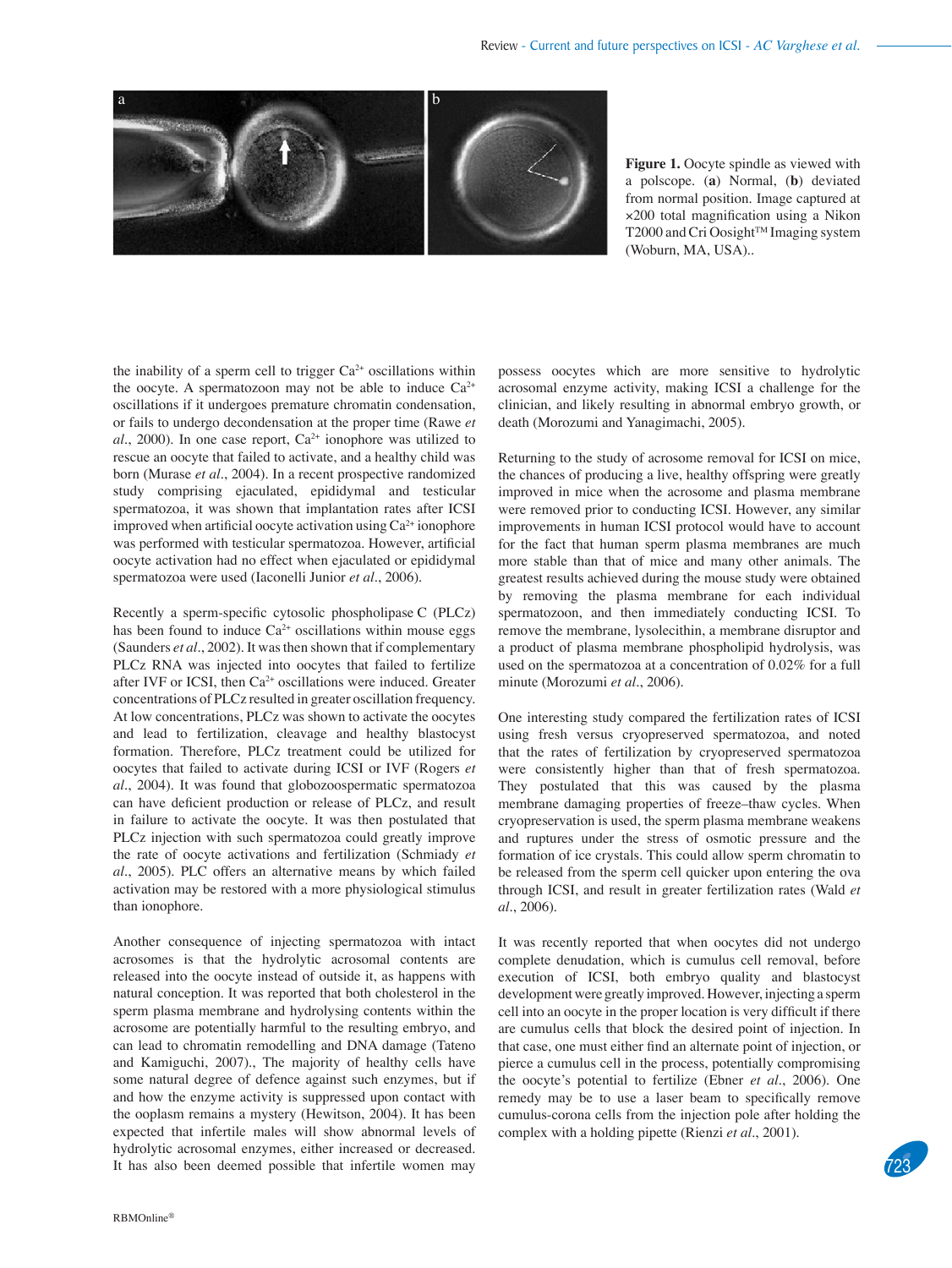**Figure 1.** Oocyte spindle as viewed with a polscope. (**a**) Normal, (**b**) deviated from normal position. Image captured at ×200 total magnification using a Nikon T2000 and Cri Oosight™ Imaging system (Woburn, MA, USA)..

the inability of a sperm cell to trigger $Ca^{2+}$ oscillations within the oocyte. A spermatozoon may not be able to induce $Ca^{2+}$ oscillations if it undergoes premature chromatin condensation, or fails to undergo decondensation at the proper time (Rawe *et al*., 2000). In one case report, $Ca^{2+}$ ionophore was utilized to rescue an oocyte that failed to activate, and a healthy child was born (Murase *et al*., 2004). In a recent prospective randomized study comprising ejaculated, epididymal and testicular spermatozoa, it was shown that implantation rates after ICSI improved when artificial oocyte activation using $Ca^{2+}$ ionophore was performed with testicular spermatozoa. However, artificial oocyte activation had no effect when ejaculated or epididymal spermatozoa were used (Iaconelli Junior *et al*., 2006).

Recently a sperm-specific cytosolic phospholipase C (PLCz) has been found to induce $Ca^{2+}$ oscillations within mouse eggs (Saunders *et al*., 2002). It was then shown that if complementary PLCz RNA was injected into oocytes that failed to fertilize after IVF or ICSI, then $Ca^{2+}$ oscillations were induced. Greater concentrations of PLCz resulted in greater oscillation frequency. At low concentrations, PLCz was shown to activate the oocytes and lead to fertilization, cleavage and healthy blastocyst formation. Therefore, PLCz treatment could be utilized for oocytes that failed to activate during ICSI or IVF (Rogers *et al*., 2004). It was found that globozoospermatic spermatozoa can have deficient production or release of PLCz, and result in failure to activate the oocyte. It was then postulated that PLCz injection with such spermatozoa could greatly improve the rate of oocyte activations and fertilization (Schmiady *et al*., 2005). PLC offers an alternative means by which failed activation may be restored with a more physiological stimulus than ionophore.

Another consequence of injecting spermatozoa with intact acrosomes is that the hydrolytic acrosomal contents are released into the oocyte instead of outside it, as happens with natural conception. It was reported that both cholesterol in the sperm plasma membrane and hydrolysing contents within the acrosome are potentially harmful to the resulting embryo, and can lead to chromatin remodelling and DNA damage (Tateno and Kamiguchi, 2007)., The majority of healthy cells have some natural degree of defence against such enzymes, but if and how the enzyme activity is suppressed upon contact with the ooplasm remains a mystery (Hewitson, 2004). It has been expected that infertile males will show abnormal levels of hydrolytic acrosomal enzymes, either increased or decreased. It has also been deemed possible that infertile women may possess oocytes which are more sensitive to hydrolytic acrosomal enzyme activity, making ICSI a challenge for the clinician, and likely resulting in abnormal embryo growth, or death (Morozumi and Yanagimachi, 2005).

Returning to the study of acrosome removal for ICSI on mice, the chances of producing a live, healthy offspring were greatly improved in mice when the acrosome and plasma membrane were removed prior to conducting ICSI. However, any similar improvements in human ICSI protocol would have to account for the fact that human sperm plasma membranes are much more stable than that of mice and many other animals. The greatest results achieved during the mouse study were obtained by removing the plasma membrane for each individual spermatozoon, and then immediately conducting ICSI. To remove the membrane, lysolecithin, a membrane disruptor and a product of plasma membrane phospholipid hydrolysis, was used on the spermatozoa at a concentration of 0.02% for a full minute (Morozumi *et al*., 2006).

One interesting study compared the fertilization rates of ICSI using fresh versus cryopreserved spermatozoa, and noted that the rates of fertilization by cryopreserved spermatozoa were consistently higher than that of fresh spermatozoa. They postulated that this was caused by the plasma membrane damaging properties of freeze–thaw cycles. When cryopreservation is used, the sperm plasma membrane weakens and ruptures under the stress of osmotic pressure and the formation of ice crystals. This could allow sperm chromatin to be released from the sperm cell quicker upon entering the ova through ICSI, and result in greater fertilization rates (Wald *et al*., 2006).

It was recently reported that when oocytes did not undergo complete denudation, which is cumulus cell removal, before execution of ICSI, both embryo quality and blastocyst development were greatly improved. However, injecting a sperm cell into an oocyte in the proper location is very difficult if there are cumulus cells that block the desired point of injection. In that case, one must either find an alternate point of injection, or pierce a cumulus cell in the process, potentially compromising the oocyte's potential to fertilize (Ebner *et al*., 2006). One remedy may be to use a laser beam to specifically remove cumulus-corona cells from the injection pole after holding the complex with a holding pipette (Rienzi *et al*., 2001).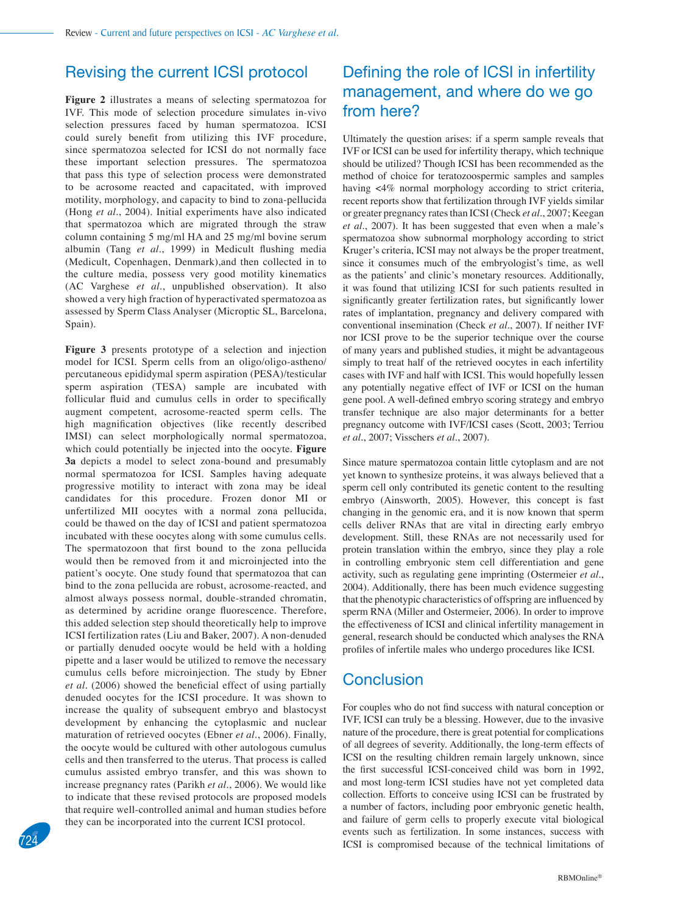## Revising the current ICSI protocol

**Figure 2** illustrates a means of selecting spermatozoa for IVF. This mode of selection procedure simulates in-vivo selection pressures faced by human spermatozoa. ICSI could surely benefit from utilizing this IVF procedure, since spermatozoa selected for ICSI do not normally face these important selection pressures. The spermatozoa that pass this type of selection process were demonstrated to be acrosome reacted and capacitated, with improved motility, morphology, and capacity to bind to zona-pellucida (Hong *et al*., 2004). Initial experiments have also indicated that spermatozoa which are migrated through the straw column containing 5 mg/ml HA and 25 mg/ml bovine serum albumin (Tang *et al*., 1999) in Medicult flushing media (Medicult, Copenhagen, Denmark),and then collected in to the culture media, possess very good motility kinematics (AC Varghese *et al*., unpublished observation). It also showed a very high fraction of hyperactivated spermatozoa as assessed by Sperm Class Analyser (Microptic SL, Barcelona, Spain).

**Figure 3** presents prototype of a selection and injection model for ICSI. Sperm cells from an oligo/oligo-astheno/percutaneous epididymal sperm aspiration (PESA)/testicular sperm aspiration (TESA) sample are incubated with follicular fluid and cumulus cells in order to specifically augment competent, acrosome-reacted sperm cells. The high magnification objectives (like recently described IMSI) can select morphologically normal spermatozoa, which could potentially be injected into the oocyte. **Figure 3a** depicts a model to select zona-bound and presumably normal spermatozoa for ICSI. Samples having adequate progressive motility to interact with zona may be ideal candidates for this procedure. Frozen donor MI or unfertilized MII oocytes with a normal zona pellucida, could be thawed on the day of ICSI and patient spermatozoa incubated with these oocytes along with some cumulus cells. The spermatozoon that first bound to the zona pellucida would then be removed from it and microinjected into the patient's oocyte. One study found that spermatozoa that can bind to the zona pellucida are robust, acrosome-reacted, and almost always possess normal, double-stranded chromatin, as determined by acridine orange fluorescence. Therefore, this added selection step should theoretically help to improve ICSI fertilization rates (Liu and Baker, 2007). A non-denuded or partially denuded oocyte would be held with a holding pipette and a laser would be utilized to remove the necessary cumulus cells before microinjection. The study by Ebner *et al*. (2006) showed the beneficial effect of using partially denuded oocytes for the ICSI procedure. It was shown to increase the quality of subsequent embryo and blastocyst development by enhancing the cytoplasmic and nuclear maturation of retrieved oocytes (Ebner *et al*., 2006). Finally, the oocyte would be cultured with other autologous cumulus cells and then transferred to the uterus. That process is called cumulus assisted embryo transfer, and this was shown to increase pregnancy rates (Parikh *et al*., 2006). We would like to indicate that these revised protocols are proposed models that require well-controlled animal and human studies before they can be incorporated into the current ICSI protocol.

## Defining the role of ICSI in infertility management, and where do we go from here?

Ultimately the question arises: if a sperm sample reveals that IVF or ICSI can be used for infertility therapy, which technique should be utilized? Though ICSI has been recommended as the method of choice for teratozoospermic samples and samples having <4% normal morphology according to strict criteria, recent reports show that fertilization through IVF yields similar or greater pregnancy rates than ICSI (Check *et al*., 2007; Keegan *et al*., 2007). It has been suggested that even when a male's spermatozoa show subnormal morphology according to strict Kruger's criteria, ICSI may not always be the proper treatment, since it consumes much of the embryologist's time, as well as the patients' and clinic's monetary resources. Additionally, it was found that utilizing ICSI for such patients resulted in significantly greater fertilization rates, but significantly lower rates of implantation, pregnancy and delivery compared with conventional insemination (Check *et al*., 2007). If neither IVF nor ICSI prove to be the superior technique over the course of many years and published studies, it might be advantageous simply to treat half of the retrieved oocytes in each infertility cases with IVF and half with ICSI. This would hopefully lessen any potentially negative effect of IVF or ICSI on the human gene pool. A well-defined embryo scoring strategy and embryo transfer technique are also major determinants for a better pregnancy outcome with IVF/ICSI cases (Scott, 2003; Terriou *et al*., 2007; Visschers *et al*., 2007).

Since mature spermatozoa contain little cytoplasm and are not yet known to synthesize proteins, it was always believed that a sperm cell only contributed its genetic content to the resulting embryo (Ainsworth, 2005). However, this concept is fast changing in the genomic era, and it is now known that sperm cells deliver RNAs that are vital in directing early embryo development. Still, these RNAs are not necessarily used for protein translation within the embryo, since they play a role in controlling embryonic stem cell differentiation and gene activity, such as regulating gene imprinting (Ostermeier *et al*., 2004). Additionally, there has been much evidence suggesting that the phenotypic characteristics of offspring are influenced by sperm RNA (Miller and Ostermeier, 2006). In order to improve the effectiveness of ICSI and clinical infertility management in general, research should be conducted which analyses the RNA profiles of infertile males who undergo procedures like ICSI.

## Conclusion

For couples who do not find success with natural conception or IVF, ICSI can truly be a blessing. However, due to the invasive nature of the procedure, there is great potential for complications of all degrees of severity. Additionally, the long-term effects of ICSI on the resulting children remain largely unknown, since the first successful ICSI-conceived child was born in 1992, and most long-term ICSI studies have not yet completed data collection. Efforts to conceive using ICSI can be frustrated by a number of factors, including poor embryonic genetic health, and failure of germ cells to properly execute vital biological events such as fertilization. In some instances, success with ICSI is compromised because of the technical limitations of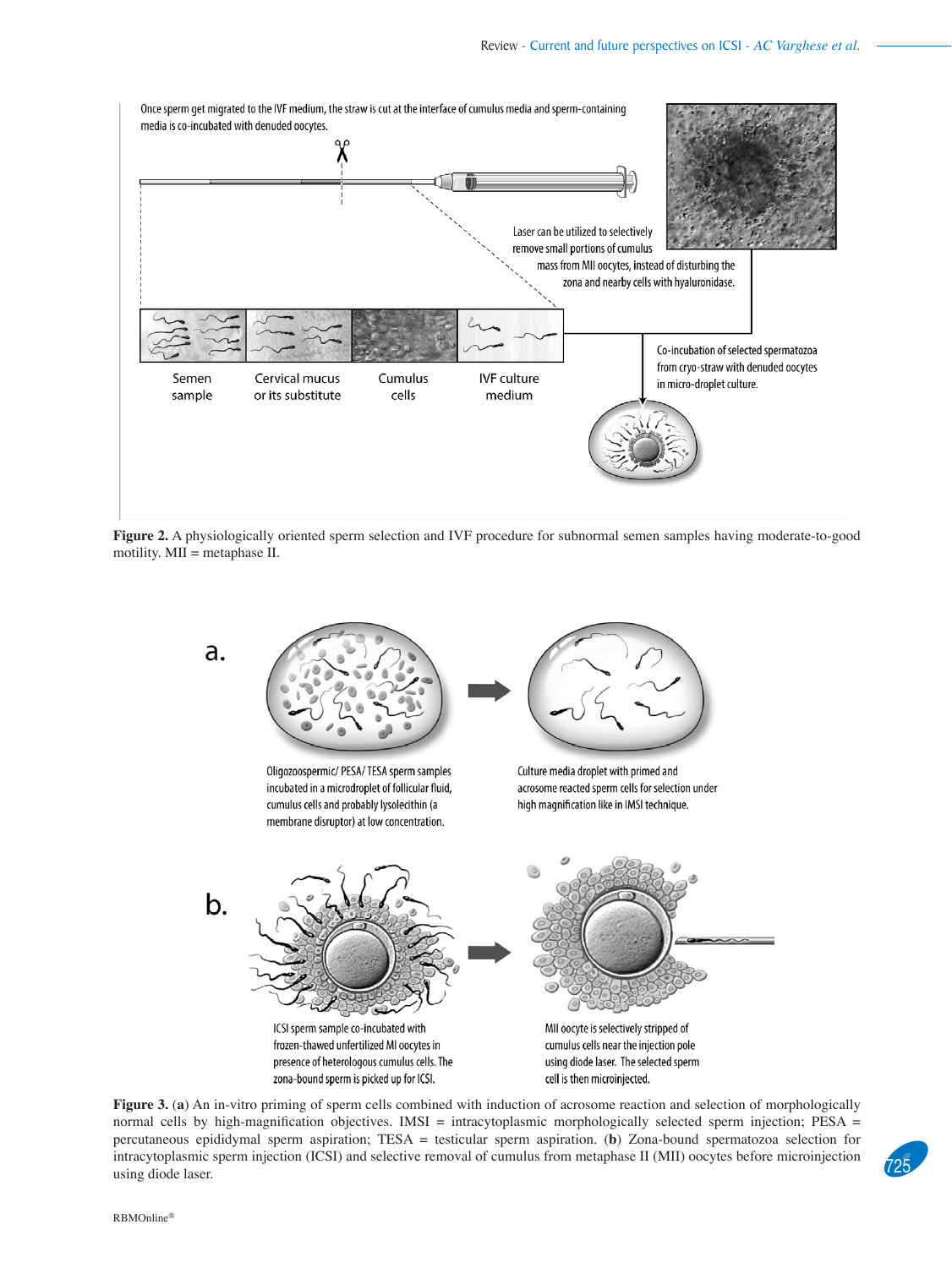Once sperm get migrated to the IVF medium, the straw is cut at the interface of cumulus media and sperm-containing media is co-incubated with denuded oocytes.

Laser can be utilized to selectively remove small portions of cumulus mass from MII oocytes, instead of disturbing the zona and nearby cells with hyaluronidase.

Semen sample | Cervical mucus or its substitute | Cumulus cells | IVF culture medium

Co-incubation of selected spermatozoa from cryo-straw with denuded oocytes in micro-droplet culture.

**Figure 2.** A physiologically oriented sperm selection and IVF procedure for subnormal semen samples having moderate-to-good motility. MII = metaphase II.

a.

Oligozoospermic/ PESA/ TESA sperm samples incubated in a microdroplet of follicular fluid, cumulus cells and probably lysolecithin (a membrane disruptor) at low concentration.

Culture media droplet with primed and acrosome reacted sperm cells for selection under high magnification like in IMSI technique.

b.

ICSI sperm sample co-incubated with frozen-thawed unfertilized MI oocytes in presence of heterologous cumulus cells. The zona-bound sperm is picked up for ICSI.

MII oocyte is selectively stripped of cumulus cells near the injection pole using diode laser. The selected sperm cell is then microinjected.

**Figure 3.** (**a**) An in-vitro priming of sperm cells combined with induction of acrosome reaction and selection of morphologically normal cells by high-magnification objectives. IMSI = intracytoplasmic morphologically selected sperm injection; PESA = percutaneous epididymal sperm aspiration; TESA = testicular sperm aspiration. (**b**) Zona-bound spermatozoa selection for intracytoplasmic sperm injection (ICSI) and selective removal of cumulus from metaphase II (MII) oocytes before microinjection using diode laser.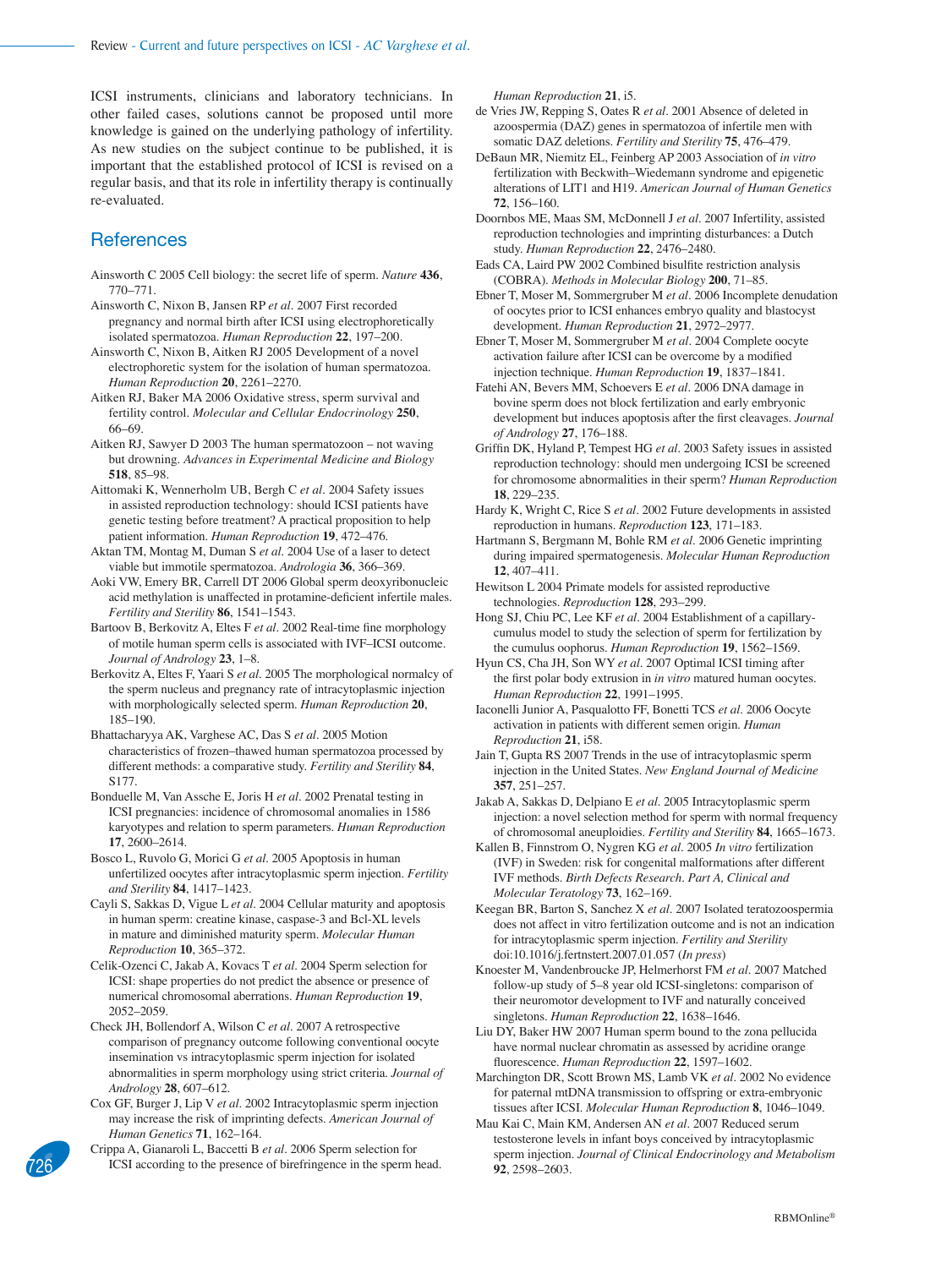ICSI instruments, clinicians and laboratory technicians. In other failed cases, solutions cannot be proposed until more knowledge is gained on the underlying pathology of infertility. As new studies on the subject continue to be published, it is important that the established protocol of ICSI is revised on a regular basis, and that its role in infertility therapy is continually re-evaluated.

## References

Ainsworth C 2005 Cell biology: the secret life of sperm. *Nature* **436**, 770–771.

Ainsworth C, Nixon B, Jansen RP *et al*. 2007 First recorded pregnancy and normal birth after ICSI using electrophoretically isolated spermatozoa. *Human Reproduction* **22**, 197–200.

Ainsworth C, Nixon B, Aitken RJ 2005 Development of a novel electrophoretic system for the isolation of human spermatozoa. *Human Reproduction* **20**, 2261–2270.

Aitken RJ, Baker MA 2006 Oxidative stress, sperm survival and fertility control. *Molecular and Cellular Endocrinology* **250**, 66–69.

Aitken RJ, Sawyer D 2003 The human spermatozoon – not waving but drowning. *Advances in Experimental Medicine and Biology* **518**, 85–98.

Aittomaki K, Wennerholm UB, Bergh C *et al*. 2004 Safety issues in assisted reproduction technology: should ICSI patients have genetic testing before treatment? A practical proposition to help patient information. *Human Reproduction* **19**, 472–476.

Aktan TM, Montag M, Duman S *et al*. 2004 Use of a laser to detect viable but immotile spermatozoa. *Andrologia* **36**, 366–369.

Aoki VW, Emery BR, Carrell DT 2006 Global sperm deoxyribonucleic acid methylation is unaffected in protamine-deficient infertile males. *Fertility and Sterility* **86**, 1541–1543.

Bartoov B, Berkovitz A, Eltes F *et al*. 2002 Real-time fine morphology of motile human sperm cells is associated with IVF–ICSI outcome. *Journal of Andrology* **23**, 1–8.

Berkovitz A, Eltes F, Yaari S *et al*. 2005 The morphological normalcy of the sperm nucleus and pregnancy rate of intracytoplasmic injection with morphologically selected sperm. *Human Reproduction* **20**, 185–190.

Bhattacharyya AK, Varghese AC, Das S *et al*. 2005 Motion characteristics of frozen–thawed human spermatozoa processed by different methods: a comparative study. *Fertility and Sterility* **84**, S177.

Bonduelle M, Van Assche E, Joris H *et al*. 2002 Prenatal testing in ICSI pregnancies: incidence of chromosomal anomalies in 1586 karyotypes and relation to sperm parameters. *Human Reproduction* **17**, 2600–2614.

Bosco L, Ruvolo G, Morici G *et al*. 2005 Apoptosis in human unfertilized oocytes after intracytoplasmic sperm injection. *Fertility and Sterility* **84**, 1417–1423.

Cayli S, Sakkas D, Vigue L *et al*. 2004 Cellular maturity and apoptosis in human sperm: creatine kinase, caspase-3 and Bcl-XL levels in mature and diminished maturity sperm. *Molecular Human Reproduction* **10**, 365–372.

Celik-Ozenci C, Jakab A, Kovacs T *et al*. 2004 Sperm selection for ICSI: shape properties do not predict the absence or presence of numerical chromosomal aberrations. *Human Reproduction* **19**, 2052–2059.

Check JH, Bollendorf A, Wilson C *et al*. 2007 A retrospective comparison of pregnancy outcome following conventional oocyte insemination vs intracytoplasmic sperm injection for isolated abnormalities in sperm morphology using strict criteria. *Journal of Andrology* **28**, 607–612.

Cox GF, Burger J, Lip V *et al*. 2002 Intracytoplasmic sperm injection may increase the risk of imprinting defects. *American Journal of Human Genetics* **71**, 162–164.

Crippa A, Gianaroli L, Baccetti B *et al*. 2006 Sperm selection for ICSI according to the presence of birefringence in the sperm head. *Human Reproduction* **21**, i5.

de Vries JW, Repping S, Oates R *et al*. 2001 Absence of deleted in azoospermia (DAZ) genes in spermatozoa of infertile men with somatic DAZ deletions. *Fertility and Sterility* **75**, 476–479.

DeBaun MR, Niemitz EL, Feinberg AP 2003 Association of *in vitro* fertilization with Beckwith–Wiedemann syndrome and epigenetic alterations of LIT1 and H19. *American Journal of Human Genetics* **72**, 156–160.

Doornbos ME, Maas SM, McDonnell J *et al*. 2007 Infertility, assisted reproduction technologies and imprinting disturbances: a Dutch study. *Human Reproduction* **22**, 2476–2480.

Eads CA, Laird PW 2002 Combined bisulfite restriction analysis (COBRA). *Methods in Molecular Biology* **200**, 71–85.

Ebner T, Moser M, Sommergruber M *et al*. 2006 Incomplete denudation of oocytes prior to ICSI enhances embryo quality and blastocyst development. *Human Reproduction* **21**, 2972–2977.

Ebner T, Moser M, Sommergruber M *et al*. 2004 Complete oocyte activation failure after ICSI can be overcome by a modified injection technique. *Human Reproduction* **19**, 1837–1841.

Fatehi AN, Bevers MM, Schoevers E *et al*. 2006 DNA damage in bovine sperm does not block fertilization and early embryonic development but induces apoptosis after the first cleavages. *Journal of Andrology* **27**, 176–188.

Griffin DK, Hyland P, Tempest HG *et al*. 2003 Safety issues in assisted reproduction technology: should men undergoing ICSI be screened for chromosome abnormalities in their sperm? *Human Reproduction* **18**, 229–235.

Hardy K, Wright C, Rice S *et al*. 2002 Future developments in assisted reproduction in humans. *Reproduction* **123**, 171–183.

Hartmann S, Bergmann M, Bohle RM *et al*. 2006 Genetic imprinting during impaired spermatogenesis. *Molecular Human Reproduction* **12**, 407–411.

Hewitson L 2004 Primate models for assisted reproductive technologies. *Reproduction* **128**, 293–299.

Hong SJ, Chiu PC, Lee KF *et al*. 2004 Establishment of a capillary-cumulus model to study the selection of sperm for fertilization by the cumulus oophorus. *Human Reproduction* **19**, 1562–1569.

Hyun CS, Cha JH, Son WY *et al*. 2007 Optimal ICSI timing after the first polar body extrusion in *in vitro* matured human oocytes. *Human Reproduction* **22**, 1991–1995.

Iaconelli Junior A, Pasqualotto FF, Bonetti TCS *et al*. 2006 Oocyte activation in patients with different semen origin. *Human Reproduction* **21**, i58.

Jain T, Gupta RS 2007 Trends in the use of intracytoplasmic sperm injection in the United States. *New England Journal of Medicine* **357**, 251–257.

Jakab A, Sakkas D, Delpiano E *et al*. 2005 Intracytoplasmic sperm injection: a novel selection method for sperm with normal frequency of chromosomal aneuploidies. *Fertility and Sterility* **84**, 1665–1673.

Kallen B, Finnstrom O, Nygren KG *et al*. 2005 *In vitro* fertilization (IVF) in Sweden: risk for congenital malformations after different IVF methods. *Birth Defects Research. Part A, Clinical and Molecular Teratology* **73**, 162–169.

Keegan BR, Barton S, Sanchez X *et al*. 2007 Isolated teratozoospermia does not affect in vitro fertilization outcome and is not an indication for intracytoplasmic sperm injection. *Fertility and Sterility* doi:10.1016/j.fertnstert.2007.01.057 (*In press*)

Knoester M, Vandenbroucke JP, Helmerhorst FM *et al*. 2007 Matched follow-up study of 5–8 year old ICSI-singletons: comparison of their neuromotor development to IVF and naturally conceived singletons. *Human Reproduction* **22**, 1638–1646.

Liu DY, Baker HW 2007 Human sperm bound to the zona pellucida have normal nuclear chromatin as assessed by acridine orange fluorescence. *Human Reproduction* **22**, 1597–1602.

Marchington DR, Scott Brown MS, Lamb VK *et al*. 2002 No evidence for paternal mtDNA transmission to offspring or extra-embryonic tissues after ICSI. *Molecular Human Reproduction* **8**, 1046–1049.

Mau Kai C, Main KM, Andersen AN *et al*. 2007 Reduced serum testosterone levels in infant boys conceived by intracytoplasmic sperm injection. *Journal of Clinical Endocrinology and Metabolism* **92**, 2598–2603.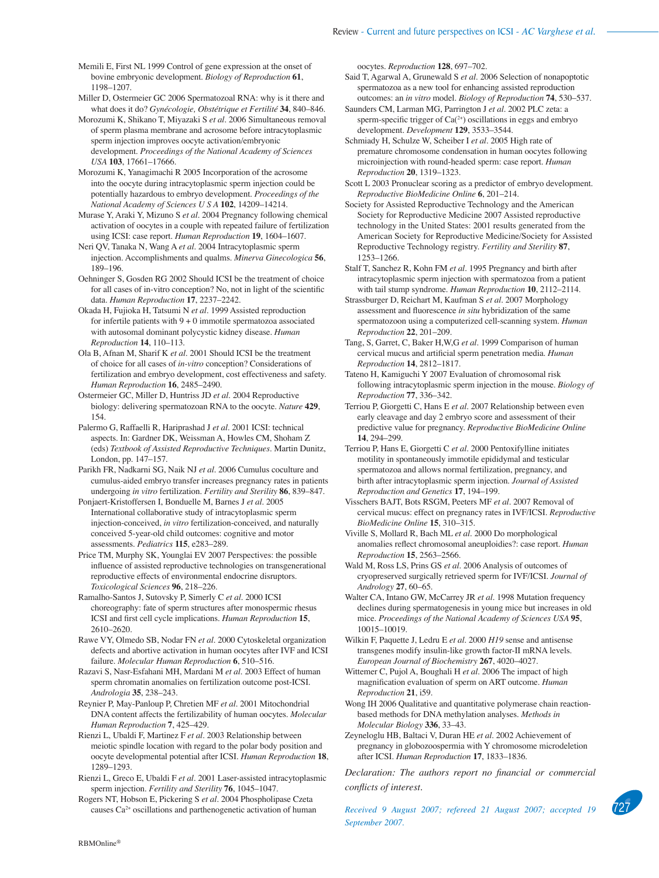Memili E, First NL 1999 Control of gene expression at the onset of bovine embryonic development. *Biology of Reproduction* **61**, 1198–1207.

Miller D, Ostermeier GC 2006 Spermatozoal RNA: why is it there and what does it do? *Gynécologie, Obstétrique et Fertilité* **34**, 840–846.

Morozumi K, Shikano T, Miyazaki S *et al*. 2006 Simultaneous removal of sperm plasma membrane and acrosome before intracytoplasmic sperm injection improves oocyte activation/embryonic development. *Proceedings of the National Academy of Sciences USA* **103**, 17661–17666.

Morozumi K, Yanagimachi R 2005 Incorporation of the acrosome into the oocyte during intracytoplasmic sperm injection could be potentially hazardous to embryo development. *Proceedings of the National Academy of Sciences U S A* **102**, 14209–14214.

Murase Y, Araki Y, Mizuno S *et al*. 2004 Pregnancy following chemical activation of oocytes in a couple with repeated failure of fertilization using ICSI: case report. *Human Reproduction* **19**, 1604–1607.

Neri QV, Tanaka N, Wang A *et al*. 2004 Intracytoplasmic sperm injection. Accomplishments and qualms. *Minerva Ginecologica* **56**, 189–196.

Oehninger S, Gosden RG 2002 Should ICSI be the treatment of choice for all cases of in-vitro conception? No, not in light of the scientific data. *Human Reproduction* **17**, 2237–2242.

Okada H, Fujioka H, Tatsumi N *et al*. 1999 Assisted reproduction for infertile patients with 9 + 0 immotile spermatozoa associated with autosomal dominant polycystic kidney disease. *Human Reproduction* **14**, 110–113.

Ola B, Afnan M, Sharif K *et al*. 2001 Should ICSI be the treatment of choice for all cases of *in-vitro* conception? Considerations of fertilization and embryo development, cost effectiveness and safety. *Human Reproduction* **16**, 2485–2490.

Ostermeier GC, Miller D, Huntriss JD *et al*. 2004 Reproductive biology: delivering spermatozoan RNA to the oocyte. *Nature* **429**, 154.

Palermo G, Raffaelli R, Hariprashad J *et al*. 2001 ICSI: technical aspects. In: Gardner DK, Weissman A, Howles CM, Shoham Z (eds) *Textbook of Assisted Reproductive Techniques*. Martin Dunitz, London, pp. 147–157.

Parikh FR, Nadkarni SG, Naik NJ *et al*. 2006 Cumulus coculture and cumulus-aided embryo transfer increases pregnancy rates in patients undergoing *in vitro* fertilization. *Fertility and Sterility* **86**, 839–847.

Ponjaert-Kristoffersen I, Bonduelle M, Barnes J *et al*. 2005 International collaborative study of intracytoplasmic sperm injection-conceived, *in vitro* fertilization-conceived, and naturally conceived 5-year-old child outcomes: cognitive and motor assessments. *Pediatrics* **115**, e283–289.

Price TM, Murphy SK, Younglai EV 2007 Perspectives: the possible influence of assisted reproductive technologies on transgenerational reproductive effects of environmental endocrine disruptors. *Toxicological Sciences* **96**, 218–226.

Ramalho-Santos J, Sutovsky P, Simerly C *et al*. 2000 ICSI choreography: fate of sperm structures after monospermic rhesus ICSI and first cell cycle implications. *Human Reproduction* **15**, 2610–2620.

Rawe VY, Olmedo SB, Nodar FN *et al*. 2000 Cytoskeletal organization defects and abortive activation in human oocytes after IVF and ICSI failure. *Molecular Human Reproduction* **6**, 510–516.

Razavi S, Nasr-Esfahani MH, Mardani M *et al*. 2003 Effect of human sperm chromatin anomalies on fertilization outcome post-ICSI. *Andrologia* **35**, 238–243.

Reynier P, May-Panloup P, Chretien MF *et al*. 2001 Mitochondrial DNA content affects the fertilizability of human oocytes. *Molecular Human Reproduction* **7**, 425–429.

Rienzi L, Ubaldi F, Martinez F *et al*. 2003 Relationship between meiotic spindle location with regard to the polar body position and oocyte developmental potential after ICSI. *Human Reproduction* **18**, 1289–1293.

Rienzi L, Greco E, Ubaldi F *et al*. 2001 Laser-assisted intracytoplasmic sperm injection. *Fertility and Sterility* **76**, 1045–1047.

Rogers NT, Hobson E, Pickering S *et al*. 2004 Phospholipase Czeta causes $Ca^{2+}$ oscillations and parthenogenetic activation of human oocytes. *Reproduction* **128**, 697–702.

Said T, Agarwal A, Grunewald S *et al*. 2006 Selection of nonapoptotic spermatozoa as a new tool for enhancing assisted reproduction outcomes: an *in vitro* model. *Biology of Reproduction* **74**, 530–537.

Saunders CM, Larman MG, Parrington J *et al*. 2002 PLC zeta: a sperm-specific trigger of $Ca^{(2+)}$ oscillations in eggs and embryo development. *Development* **129**, 3533–3544.

Schmiady H, Schulze W, Scheiber I *et al*. 2005 High rate of premature chromosome condensation in human oocytes following microinjection with round-headed sperm: case report. *Human Reproduction* **20**, 1319–1323.

Scott L 2003 Pronuclear scoring as a predictor of embryo development. *Reproductive BioMedicine Online* **6**, 201–214.

Society for Assisted Reproductive Technology and the American Society for Reproductive Medicine 2007 Assisted reproductive technology in the United States: 2001 results generated from the American Society for Reproductive Medicine/Society for Assisted Reproductive Technology registry. *Fertility and Sterility* **87**, 1253–1266.

Stalf T, Sanchez R, Kohn FM *et al*. 1995 Pregnancy and birth after intracytoplasmic sperm injection with spermatozoa from a patient with tail stump syndrome. *Human Reproduction* **10**, 2112–2114.

Strassburger D, Reichart M, Kaufman S *et al*. 2007 Morphology assessment and fluorescence *in situ* hybridization of the same spermatozoon using a computerized cell-scanning system. *Human Reproduction* **22**, 201–209.

Tang, S, Garret, C, Baker H,W,G *et al*. 1999 Comparison of human cervical mucus and artificial sperm penetration media. *Human Reproduction* **14**, 2812–1817.

Tateno H, Kamiguchi Y 2007 Evaluation of chromosomal risk following intracytoplasmic sperm injection in the mouse. *Biology of Reproduction* **77**, 336–342.

Terriou P, Giorgetti C, Hans E *et al*. 2007 Relationship between even early cleavage and day 2 embryo score and assessment of their predictive value for pregnancy. *Reproductive BioMedicine Online* **14**, 294–299.

Terriou P, Hans E, Giorgetti C *et al*. 2000 Pentoxifylline initiates motility in spontaneously immotile epididymal and testicular spermatozoa and allows normal fertilization, pregnancy, and birth after intracytoplasmic sperm injection. *Journal of Assisted Reproduction and Genetics* **17**, 194–199.

Visschers BAJT, Bots RSGM, Peeters MF *et al*. 2007 Removal of cervical mucus: effect on pregnancy rates in IVF/ICSI. *Reproductive BioMedicine Online* **15**, 310–315.

Viville S, Mollard R, Bach ML *et al*. 2000 Do morphological anomalies reflect chromosomal aneuploidies?: case report. *Human Reproduction* **15**, 2563–2566.

Wald M, Ross LS, Prins GS *et al*. 2006 Analysis of outcomes of cryopreserved surgically retrieved sperm for IVF/ICSI. *Journal of Andrology* **27**, 60–65.

Walter CA, Intano GW, McCarrey JR *et al*. 1998 Mutation frequency declines during spermatogenesis in young mice but increases in old mice. *Proceedings of the National Academy of Sciences USA* **95**, 10015–10019.

Wilkin F, Paquette J, Ledru E *et al*. 2000 *H19* sense and antisense transgenes modify insulin-like growth factor-II mRNA levels. *European Journal of Biochemistry* **267**, 4020–4027.

Wittemer C, Pujol A, Boughali H *et al*. 2006 The impact of high magnification evaluation of sperm on ART outcome. *Human Reproduction* **21**, i59.

Wong IH 2006 Qualitative and quantitative polymerase chain reaction-based methods for DNA methylation analyses. *Methods in Molecular Biology* **336**, 33–43.

Zeyneloglu HB, Baltaci V, Duran HE *et al*. 2002 Achievement of pregnancy in globozoospermia with Y chromosome microdeletion after ICSI. *Human Reproduction* **17**, 1833–1836.

*Declaration: The authors report no financial or commercial conflicts of interest.*

*Received 9 August 2007; refereed 21 August 2007; accepted 19 September 2007.*